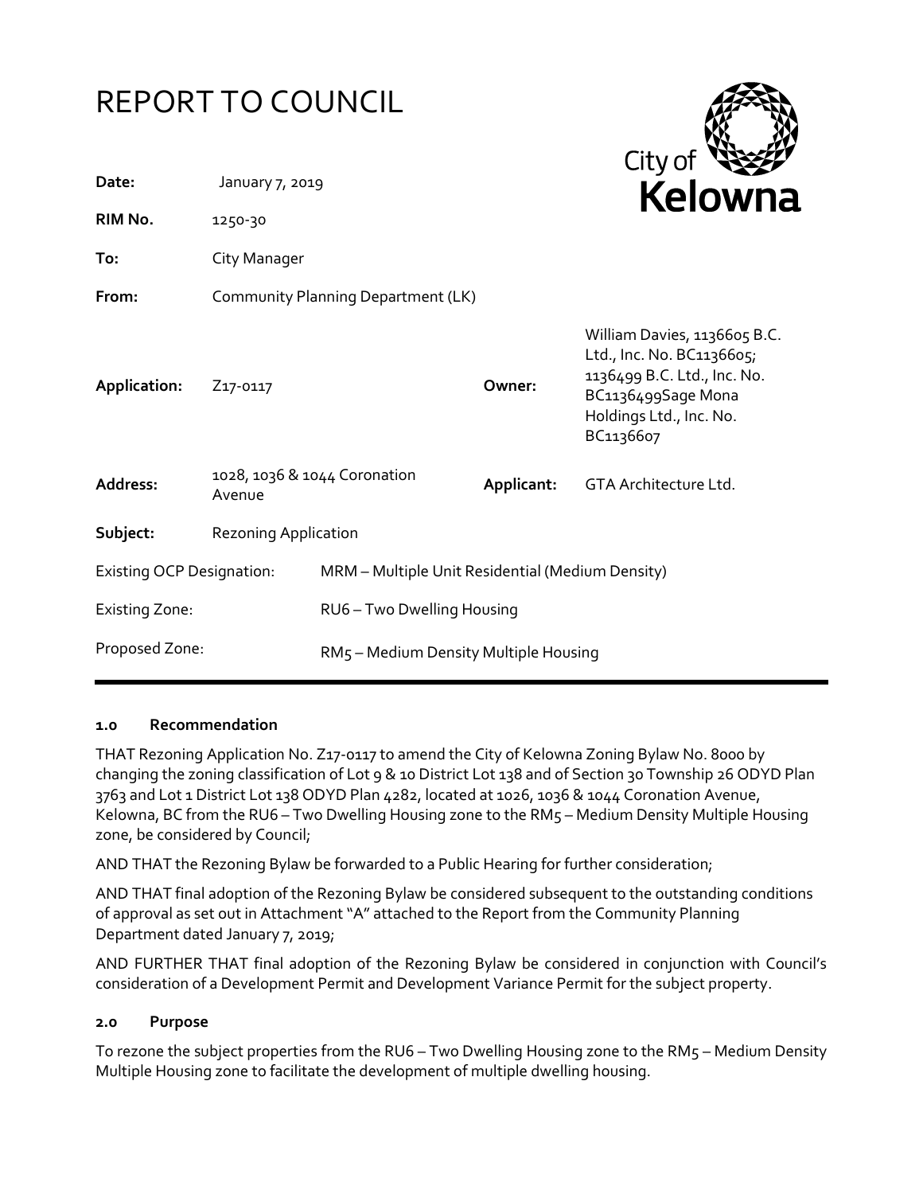# REPORT TO COUNCIL

City of Kelowna

| | | | |
|---|---|---|---|
| **Date:** | January 7, 2019 | | |
| **RIM No.** | 1250-30 | | |
| **To:** | City Manager | | |
| **From:** | Community Planning Department (LK) | | |
| **Application:** | Z17-0117 | **Owner:** | William Davies, 1136605 B.C. Ltd., Inc. No. BC1136605; 1136499 B.C. Ltd., Inc. No. BC1136499Sage Mona Holdings Ltd., Inc. No. BC1136607 |
| **Address:** | 1028, 1036 & 1044 Coronation Avenue | **Applicant:** | GTA Architecture Ltd. |
| **Subject:** | Rezoning Application | | |

| | |
|---|---|
| Existing OCP Designation: | MRM – Multiple Unit Residential (Medium Density) |
| Existing Zone: | RU6 – Two Dwelling Housing |
| Proposed Zone: | RM5 – Medium Density Multiple Housing |

## 1.0 Recommendation

THAT Rezoning Application No. Z17-0117 to amend the City of Kelowna Zoning Bylaw No. 8000 by changing the zoning classification of Lot 9 & 10 District Lot 138 and of Section 30 Township 26 ODYD Plan 3763 and Lot 1 District Lot 138 ODYD Plan 4282, located at 1026, 1036 & 1044 Coronation Avenue, Kelowna, BC from the RU6 – Two Dwelling Housing zone to the RM5 – Medium Density Multiple Housing zone, be considered by Council;

AND THAT the Rezoning Bylaw be forwarded to a Public Hearing for further consideration;

AND THAT final adoption of the Rezoning Bylaw be considered subsequent to the outstanding conditions of approval as set out in Attachment "A" attached to the Report from the Community Planning Department dated January 7, 2019;

AND FURTHER THAT final adoption of the Rezoning Bylaw be considered in conjunction with Council's consideration of a Development Permit and Development Variance Permit for the subject property.

## 2.0 Purpose

To rezone the subject properties from the RU6 – Two Dwelling Housing zone to the RM5 – Medium Density Multiple Housing zone to facilitate the development of multiple dwelling housing.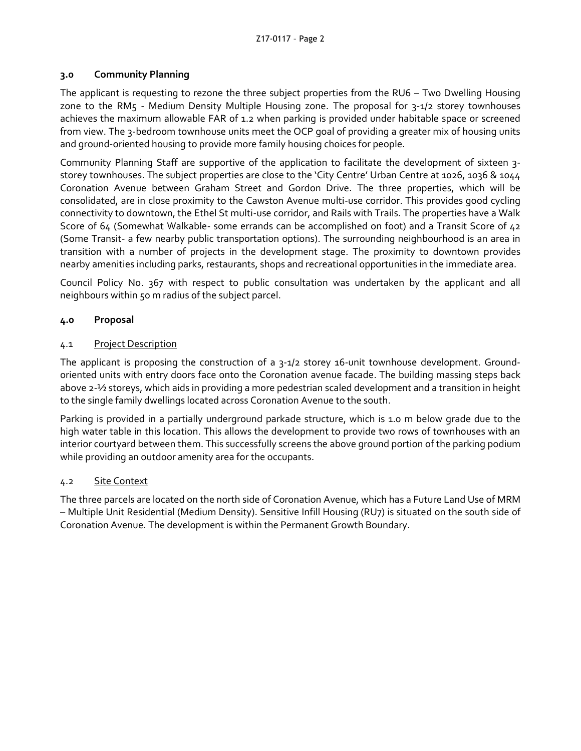## 3.0 Community Planning

The applicant is requesting to rezone the three subject properties from the RU6 – Two Dwelling Housing zone to the RM5 - Medium Density Multiple Housing zone. The proposal for 3-1/2 storey townhouses achieves the maximum allowable FAR of 1.2 when parking is provided under habitable space or screened from view. The 3-bedroom townhouse units meet the OCP goal of providing a greater mix of housing units and ground-oriented housing to provide more family housing choices for people.

Community Planning Staff are supportive of the application to facilitate the development of sixteen 3-storey townhouses. The subject properties are close to the 'City Centre' Urban Centre at 1026, 1036 & 1044 Coronation Avenue between Graham Street and Gordon Drive. The three properties, which will be consolidated, are in close proximity to the Cawston Avenue multi-use corridor. This provides good cycling connectivity to downtown, the Ethel St multi-use corridor, and Rails with Trails. The properties have a Walk Score of 64 (Somewhat Walkable- some errands can be accomplished on foot) and a Transit Score of 42 (Some Transit- a few nearby public transportation options). The surrounding neighbourhood is an area in transition with a number of projects in the development stage. The proximity to downtown provides nearby amenities including parks, restaurants, shops and recreational opportunities in the immediate area.

Council Policy No. 367 with respect to public consultation was undertaken by the applicant and all neighbours within 50 m radius of the subject parcel.

## 4.0 Proposal

### 4.1 Project Description

The applicant is proposing the construction of a 3-1/2 storey 16-unit townhouse development. Ground-oriented units with entry doors face onto the Coronation avenue facade. The building massing steps back above 2-½ storeys, which aids in providing a more pedestrian scaled development and a transition in height to the single family dwellings located across Coronation Avenue to the south.

Parking is provided in a partially underground parkade structure, which is 1.0 m below grade due to the high water table in this location. This allows the development to provide two rows of townhouses with an interior courtyard between them. This successfully screens the above ground portion of the parking podium while providing an outdoor amenity area for the occupants.

### 4.2 Site Context

The three parcels are located on the north side of Coronation Avenue, which has a Future Land Use of MRM – Multiple Unit Residential (Medium Density). Sensitive Infill Housing (RU7) is situated on the south side of Coronation Avenue. The development is within the Permanent Growth Boundary.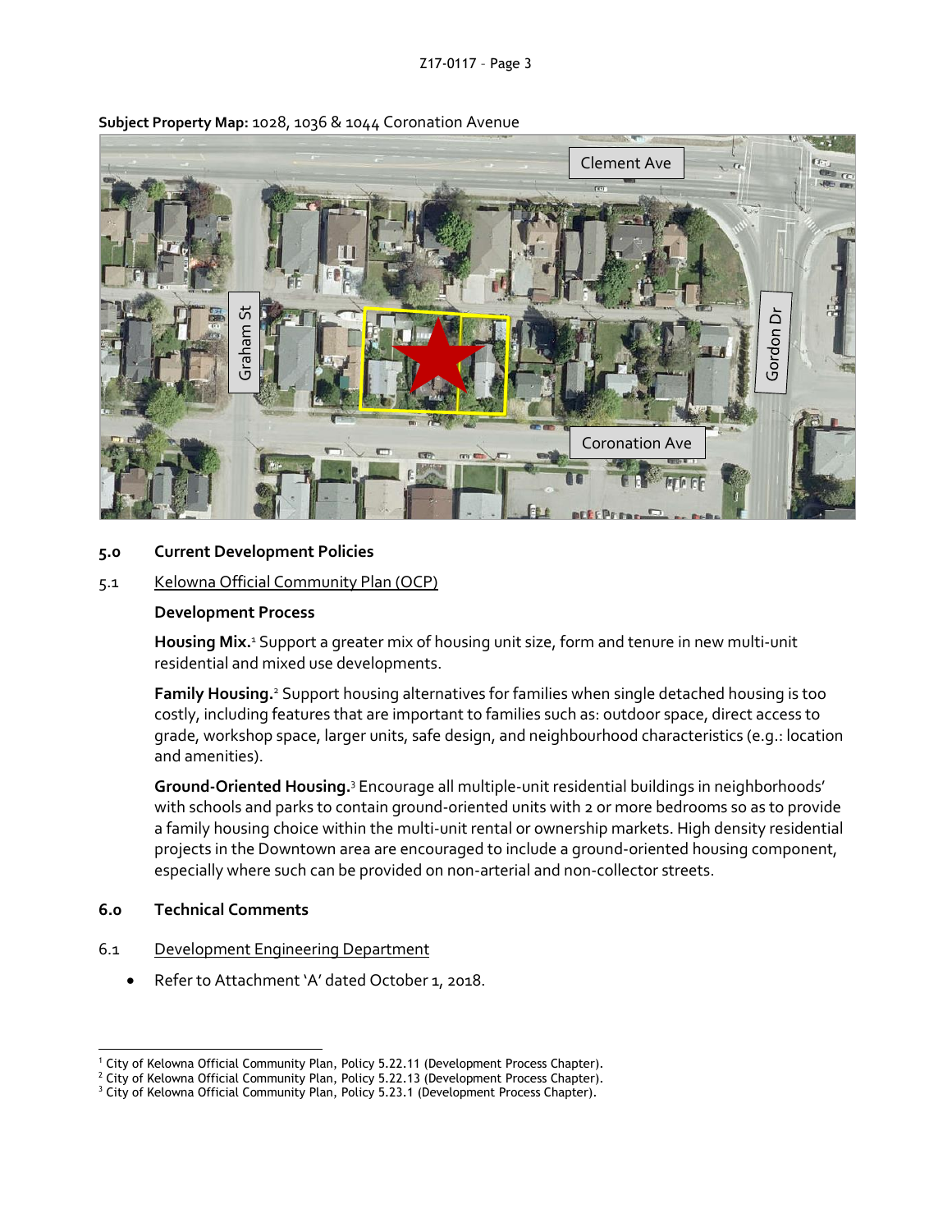**Subject Property Map:** 1028, 1036 & 1044 Coronation Avenue

## 5.0 Current Development Policies

### 5.1 Kelowna Official Community Plan (OCP)

**Development Process**

**Housing Mix.**[1] Support a greater mix of housing unit size, form and tenure in new multi-unit residential and mixed use developments.

**Family Housing.**[2] Support housing alternatives for families when single detached housing is too costly, including features that are important to families such as: outdoor space, direct access to grade, workshop space, larger units, safe design, and neighbourhood characteristics (e.g.: location and amenities).

**Ground-Oriented Housing.**[3] Encourage all multiple-unit residential buildings in neighborhoods' with schools and parks to contain ground-oriented units with 2 or more bedrooms so as to provide a family housing choice within the multi-unit rental or ownership markets. High density residential projects in the Downtown area are encouraged to include a ground-oriented housing component, especially where such can be provided on non-arterial and non-collector streets.

## 6.0 Technical Comments

### 6.1 Development Engineering Department

- Refer to Attachment 'A' dated October 1, 2018.

---

[1] City of Kelowna Official Community Plan, Policy 5.22.11 (Development Process Chapter).
[2] City of Kelowna Official Community Plan, Policy 5.22.13 (Development Process Chapter).
[3] City of Kelowna Official Community Plan, Policy 5.23.1 (Development Process Chapter).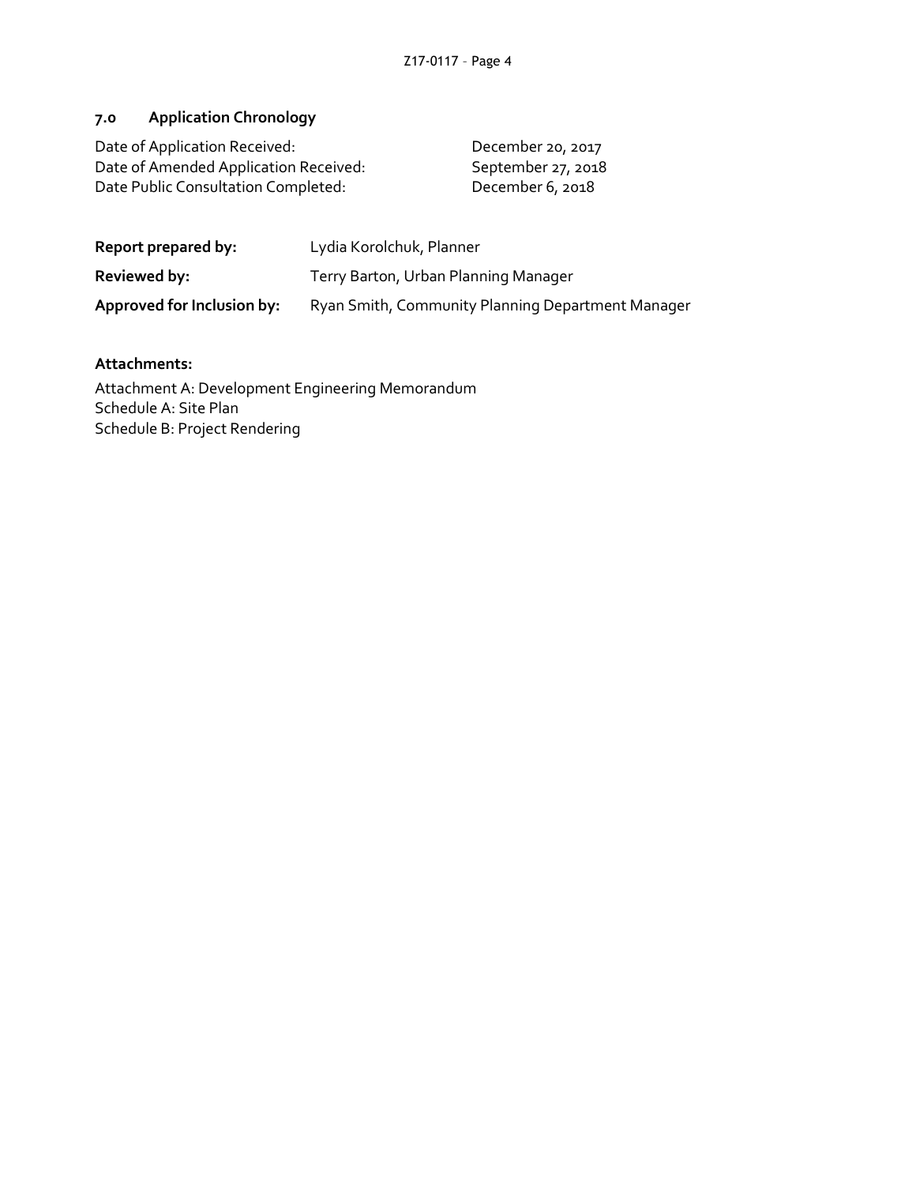## 7.0 Application Chronology

| | |
|---|---|
| Date of Application Received: | December 20, 2017 |
| Date of Amended Application Received: | September 27, 2018 |
| Date Public Consultation Completed: | December 6, 2018 |

| | |
|---|---|
| **Report prepared by:** | Lydia Korolchuk, Planner |
| **Reviewed by:** | Terry Barton, Urban Planning Manager |
| **Approved for Inclusion by:** | Ryan Smith, Community Planning Department Manager |

**Attachments:**

Attachment A: Development Engineering Memorandum
Schedule A: Site Plan
Schedule B: Project Rendering